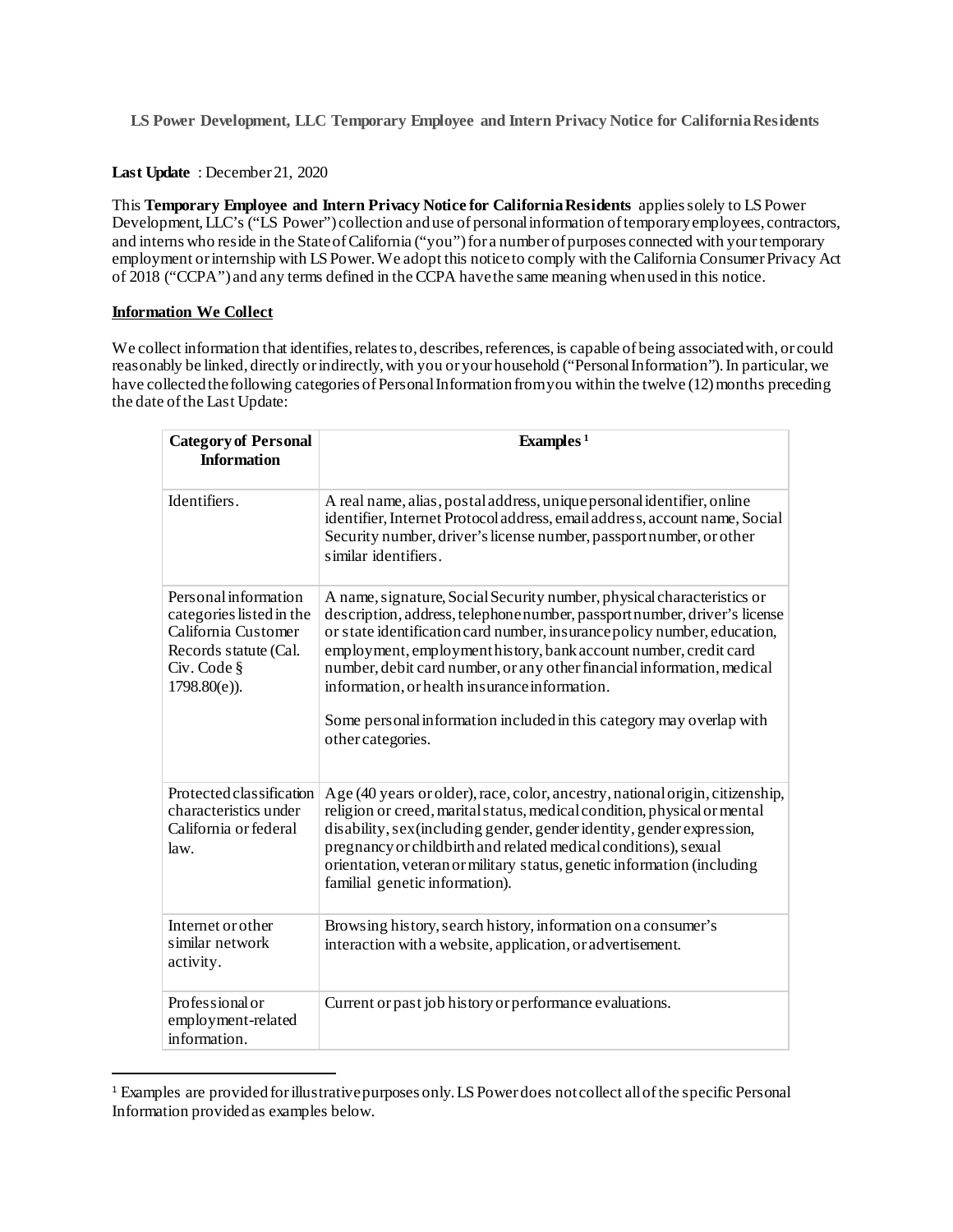**LS Power Development, LLC Temporary Employee and Intern Privacy Notice for California Residents**

**Last Update** : December 21, 2020

This **Temporary Employee and Intern Privacy Notice for California Residents** applies solely to LS Power Development, LLC's ("LS Power") collection and use of personal information of temporary employees, contractors, and interns who reside in the State of California ("you") for a number of purposes connected with your temporary employment or internship with LS Power. We adopt this notice to comply with the California Consumer Privacy Act of 2018 ("CCPA") and any terms defined in the CCPA have the same meaning when used in this notice.

**Information We Collect**

We collect information that identifies, relates to, describes, references, is capable of being associated with, or could reasonably be linked, directly or indirectly, with you or your household ("Personal Information"). In particular, we have collected the following categories of Personal Information from you within the twelve (12) months preceding the date of the Last Update:

| Category of Personal Information | Examples[1] |
|---|---|
| Identifiers. | A real name, alias, postal address, unique personal identifier, online identifier, Internet Protocol address, email address, account name, Social Security number, driver's license number, passport number, or other similar identifiers. |
| Personal information categories listed in the California Customer Records statute (Cal. Civ. Code § 1798.80(e)). | A name, signature, Social Security number, physical characteristics or description, address, telephone number, passport number, driver's license or state identification card number, insurance policy number, education, employment, employment history, bank account number, credit card number, debit card number, or any other financial information, medical information, or health insurance information.<br><br>Some personal information included in this category may overlap with other categories. |
| Protected classification characteristics under California or federal law. | Age (40 years or older), race, color, ancestry, national origin, citizenship, religion or creed, marital status, medical condition, physical or mental disability, sex (including gender, gender identity, gender expression, pregnancy or childbirth and related medical conditions), sexual orientation, veteran or military status, genetic information (including familial genetic information). |
| Internet or other similar network activity. | Browsing history, search history, information on a consumer's interaction with a website, application, or advertisement. |
| Professional or employment-related information. | Current or past job history or performance evaluations. |

[1] Examples are provided for illustrative purposes only. LS Power does not collect all of the specific Personal Information provided as examples below.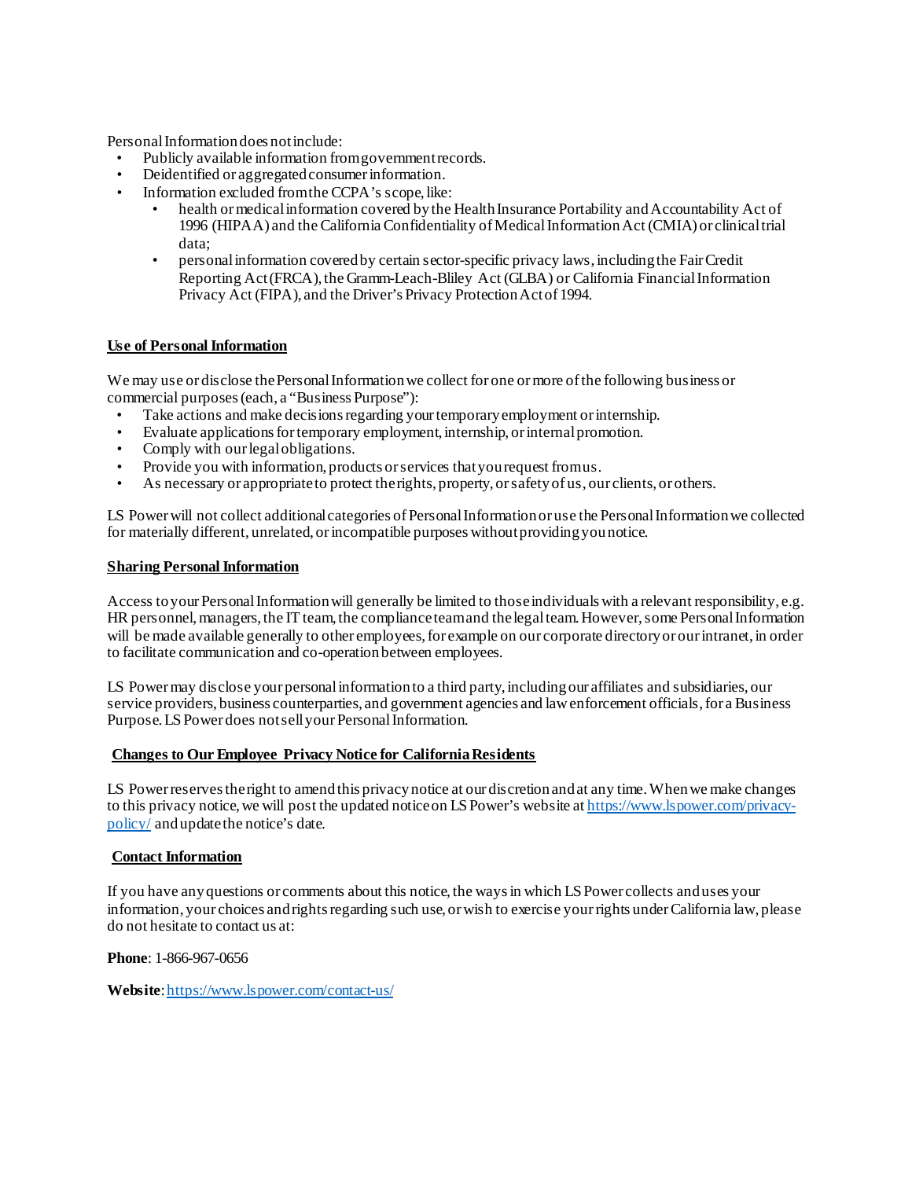Personal Information does not include:

- Publicly available information from government records.
- Deidentified or aggregated consumer information.
- Information excluded from the CCPA's scope, like:
  - health or medical information covered by the Health Insurance Portability and Accountability Act of 1996 (HIPAA) and the California Confidentiality of Medical Information Act (CMIA) or clinical trial data;
  - personal information covered by certain sector-specific privacy laws, including the Fair Credit Reporting Act (FRCA), the Gramm-Leach-Bliley Act (GLBA) or California Financial Information Privacy Act (FIPA), and the Driver's Privacy Protection Act of 1994.

## Use of Personal Information

We may use or disclose the Personal Information we collect for one or more of the following business or commercial purposes (each, a "Business Purpose"):

- Take actions and make decisions regarding your temporary employment or internship.
- Evaluate applications for temporary employment, internship, or internal promotion.
- Comply with our legal obligations.
- Provide you with information, products or services that you request from us.
- As necessary or appropriate to protect the rights, property, or safety of us, our clients, or others.

LS Power will not collect additional categories of Personal Information or use the Personal Information we collected for materially different, unrelated, or incompatible purposes without providing you notice.

## Sharing Personal Information

Access to your Personal Information will generally be limited to those individuals with a relevant responsibility, e.g. HR personnel, managers, the IT team, the compliance team and the legal team. However, some Personal Information will be made available generally to other employees, for example on our corporate directory or our intranet, in order to facilitate communication and co-operation between employees.

LS Power may disclose your personal information to a third party, including our affiliates and subsidiaries, our service providers, business counterparties, and government agencies and law enforcement officials, for a Business Purpose. LS Power does not sell your Personal Information.

## Changes to Our Employee Privacy Notice for California Residents

LS Power reserves the right to amend this privacy notice at our discretion and at any time. When we make changes to this privacy notice, we will post the updated notice on LS Power's website at https://www.lspower.com/privacy-policy/ and update the notice's date.

## Contact Information

If you have any questions or comments about this notice, the ways in which LS Power collects and uses your information, your choices and rights regarding such use, or wish to exercise your rights under California law, please do not hesitate to contact us at:

**Phone**: 1-866-967-0656

**Website**: https://www.lspower.com/contact-us/